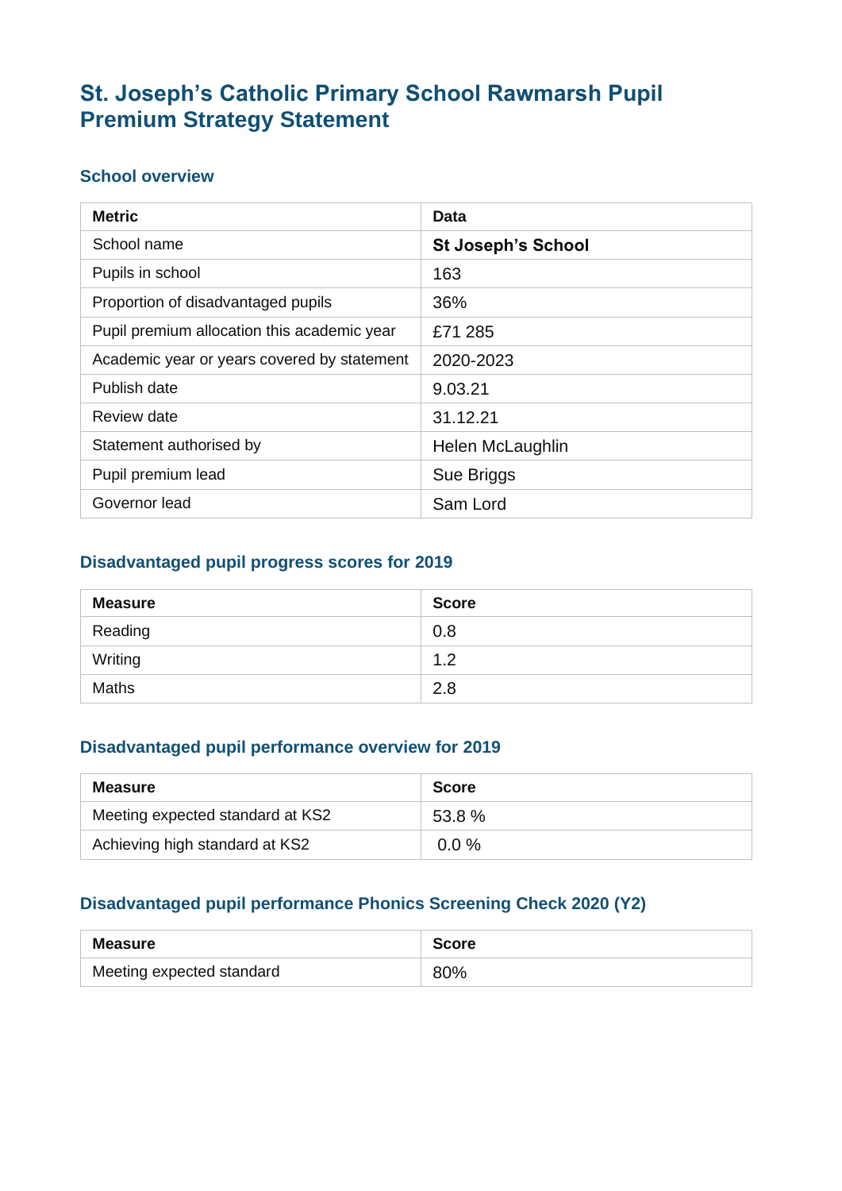# St. Joseph's Catholic Primary School Rawmarsh Pupil Premium Strategy Statement

## School overview

| Metric | Data |
|---|---|
| School name | **St Joseph's School** |
| Pupils in school | 163 |
| Proportion of disadvantaged pupils | 36% |
| Pupil premium allocation this academic year | £71 285 |
| Academic year or years covered by statement | 2020-2023 |
| Publish date | 9.03.21 |
| Review date | 31.12.21 |
| Statement authorised by | Helen McLaughlin |
| Pupil premium lead | Sue Briggs |
| Governor lead | Sam Lord |

## Disadvantaged pupil progress scores for 2019

| Measure | Score |
|---|---|
| Reading | 0.8 |
| Writing | 1.2 |
| Maths | 2.8 |

## Disadvantaged pupil performance overview for 2019

| Measure | Score |
|---|---|
| Meeting expected standard at KS2 | 53.8 % |
| Achieving high standard at KS2 | 0.0 % |

## Disadvantaged pupil performance Phonics Screening Check 2020 (Y2)

| Measure | Score |
|---|---|
| Meeting expected standard | 80% |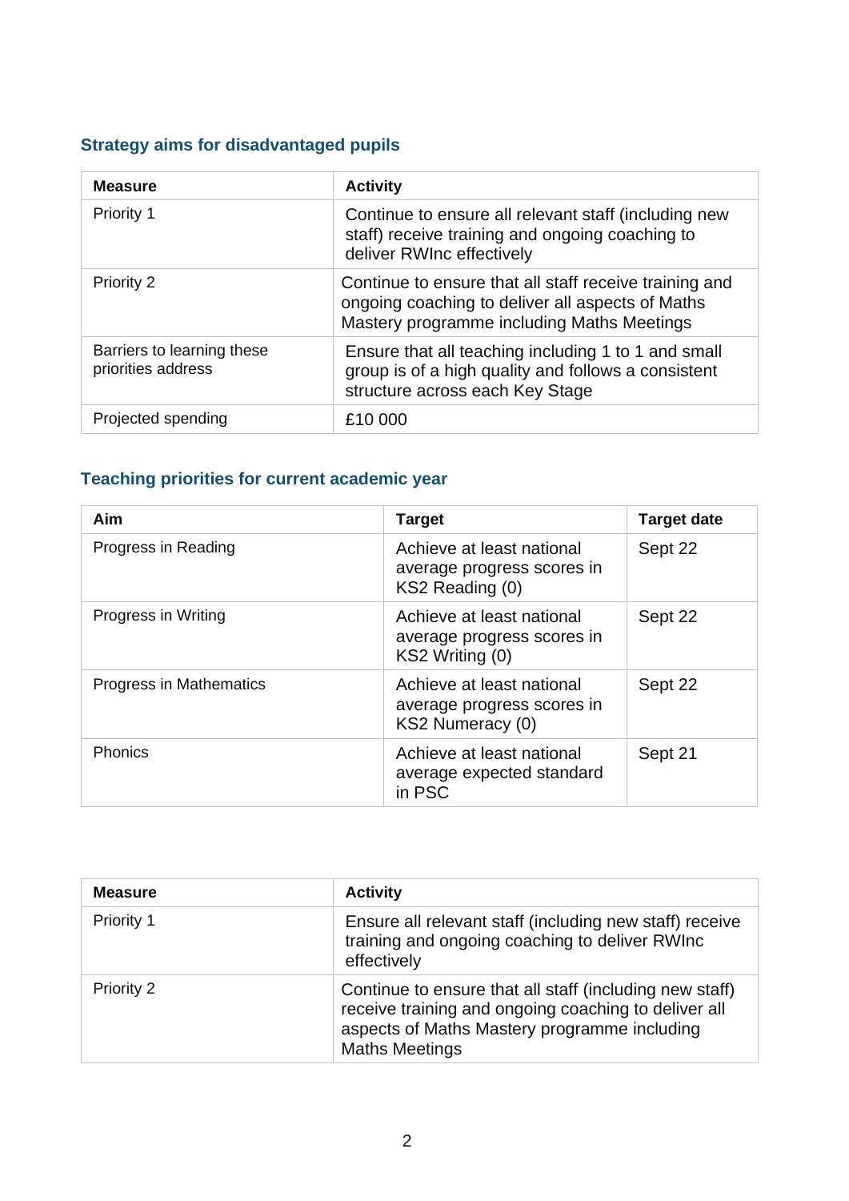### Strategy aims for disadvantaged pupils

| Measure | Activity |
| --- | --- |
| Priority 1 | Continue to ensure all relevant staff (including new staff) receive training and ongoing coaching to deliver RWInc effectively |
| Priority 2 | Continue to ensure that all staff receive training and ongoing coaching to deliver all aspects of Maths Mastery programme including Maths Meetings |
| Barriers to learning these priorities address | Ensure that all teaching including 1 to 1 and small group is of a high quality and follows a consistent structure across each Key Stage |
| Projected spending | £10 000 |

### Teaching priorities for current academic year

| Aim | Target | Target date |
| --- | --- | --- |
| Progress in Reading | Achieve at least national average progress scores in KS2 Reading (0) | Sept 22 |
| Progress in Writing | Achieve at least national average progress scores in KS2 Writing (0) | Sept 22 |
| Progress in Mathematics | Achieve at least national average progress scores in KS2 Numeracy (0) | Sept 22 |
| Phonics | Achieve at least national average expected standard in PSC | Sept 21 |

| Measure | Activity |
| --- | --- |
| Priority 1 | Ensure all relevant staff (including new staff) receive training and ongoing coaching to deliver RWInc effectively |
| Priority 2 | Continue to ensure that all staff (including new staff) receive training and ongoing coaching to deliver all aspects of Maths Mastery programme including Maths Meetings |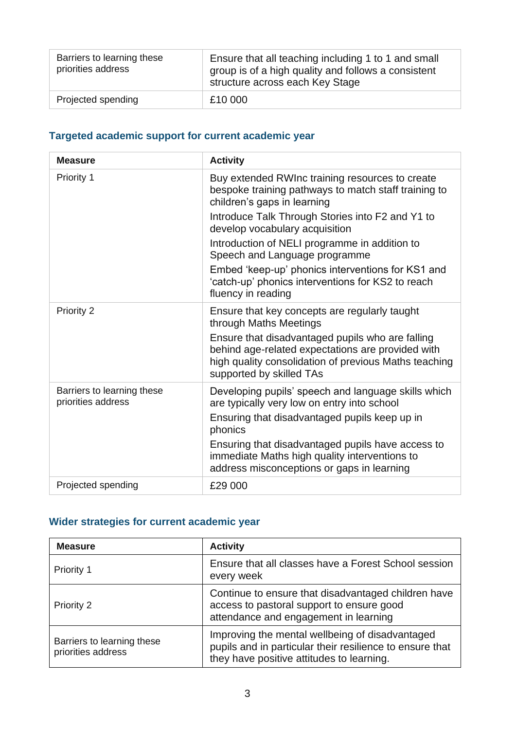| | |
|---|---|
| Barriers to learning these priorities address | Ensure that all teaching including 1 to 1 and small group is of a high quality and follows a consistent structure across each Key Stage |
| Projected spending | £10 000 |

## Targeted academic support for current academic year

| Measure | Activity |
|---|---|
| Priority 1 | Buy extended RWInc training resources to create bespoke training pathways to match staff training to children's gaps in learning<br>Introduce Talk Through Stories into F2 and Y1 to develop vocabulary acquisition<br>Introduction of NELI programme in addition to Speech and Language programme<br>Embed 'keep-up' phonics interventions for KS1 and 'catch-up' phonics interventions for KS2 to reach fluency in reading |
| Priority 2 | Ensure that key concepts are regularly taught through Maths Meetings<br>Ensure that disadvantaged pupils who are falling behind age-related expectations are provided with high quality consolidation of previous Maths teaching supported by skilled TAs |
| Barriers to learning these priorities address | Developing pupils' speech and language skills which are typically very low on entry into school<br>Ensuring that disadvantaged pupils keep up in phonics<br>Ensuring that disadvantaged pupils have access to immediate Maths high quality interventions to address misconceptions or gaps in learning |
| Projected spending | £29 000 |

## Wider strategies for current academic year

| Measure | Activity |
|---|---|
| Priority 1 | Ensure that all classes have a Forest School session every week |
| Priority 2 | Continue to ensure that disadvantaged children have access to pastoral support to ensure good attendance and engagement in learning |
| Barriers to learning these priorities address | Improving the mental wellbeing of disadvantaged pupils and in particular their resilience to ensure that they have positive attitudes to learning. |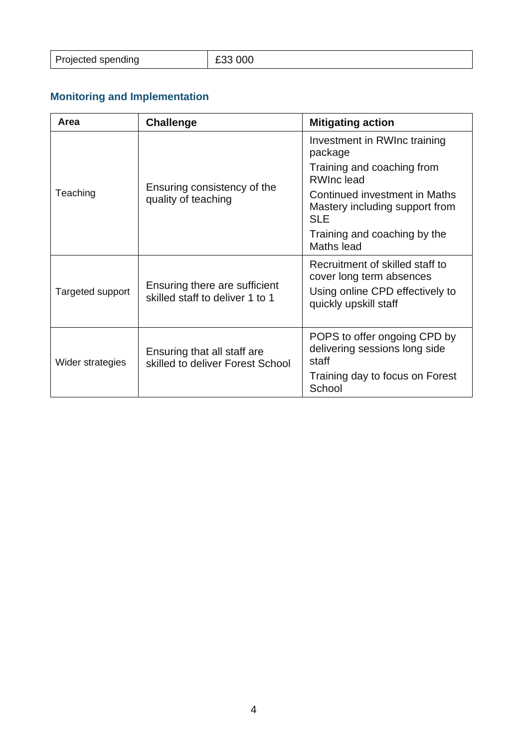| Projected spending | £33 000 |
|---|---|

## Monitoring and Implementation

| Area | Challenge | Mitigating action |
|---|---|---|
| Teaching | Ensuring consistency of the quality of teaching | Investment in RWInc training package<br>Training and coaching from RWInc lead<br>Continued investment in Maths Mastery including support from SLE<br>Training and coaching by the Maths lead |
| Targeted support | Ensuring there are sufficient skilled staff to deliver 1 to 1 | Recruitment of skilled staff to cover long term absences<br>Using online CPD effectively to quickly upskill staff |
| Wider strategies | Ensuring that all staff are skilled to deliver Forest School | POPS to offer ongoing CPD by delivering sessions long side staff<br>Training day to focus on Forest School |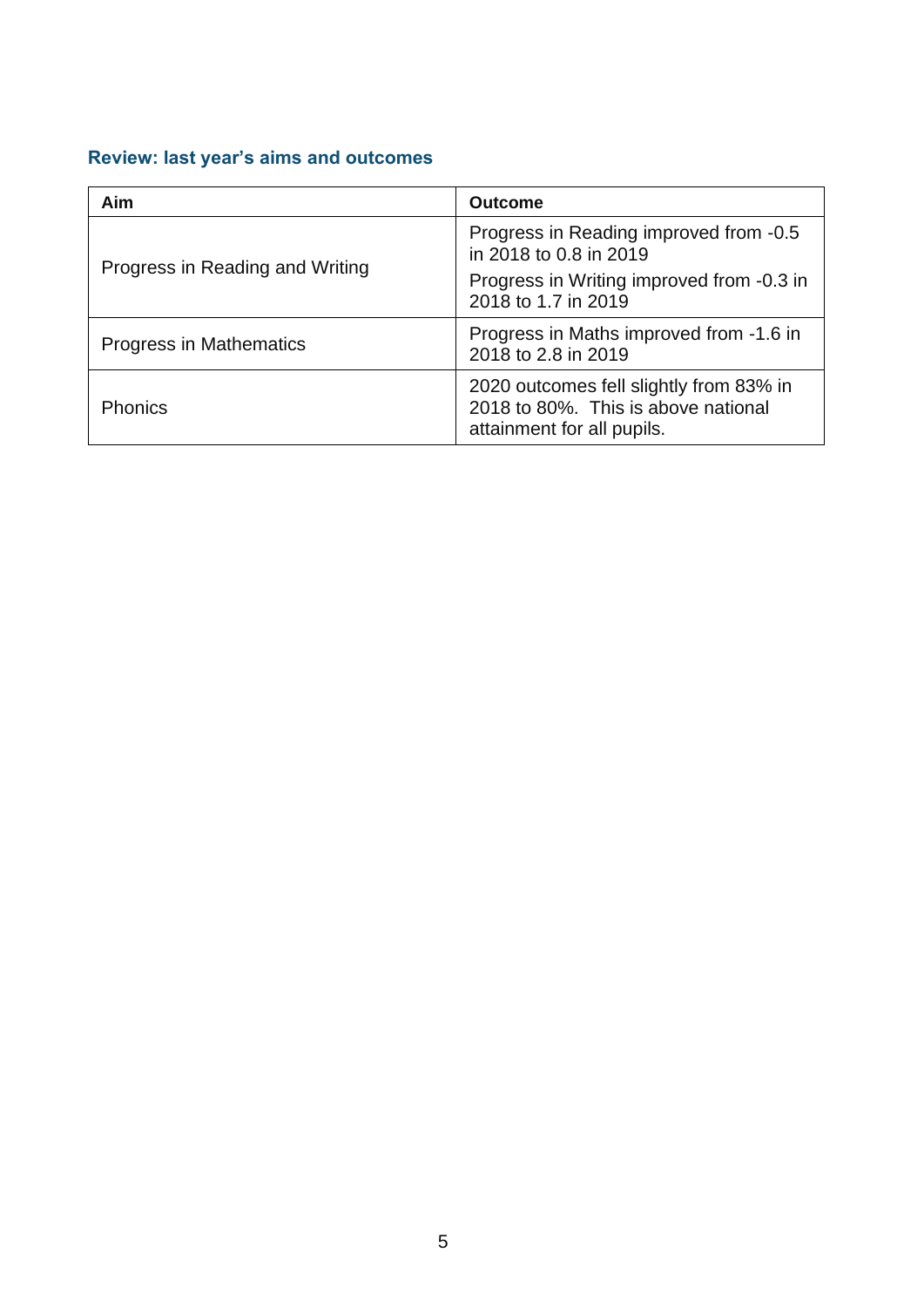### Review: last year's aims and outcomes

| Aim | Outcome |
| --- | --- |
| Progress in Reading and Writing | Progress in Reading improved from -0.5 in 2018 to 0.8 in 2019<br><br>Progress in Writing improved from -0.3 in 2018 to 1.7 in 2019 |
| Progress in Mathematics | Progress in Maths improved from -1.6 in 2018 to 2.8 in 2019 |
| Phonics | 2020 outcomes fell slightly from 83% in 2018 to 80%. This is above national attainment for all pupils. |